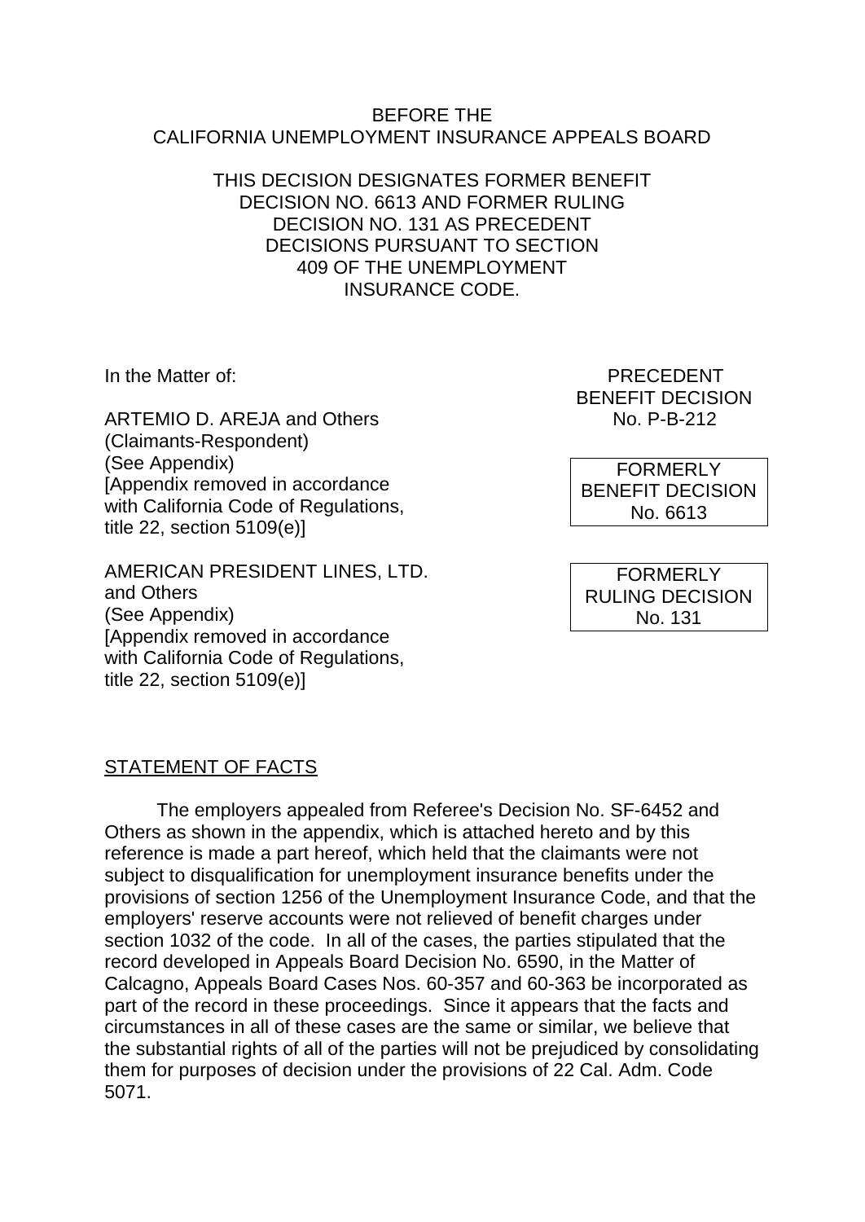BEFORE THE
CALIFORNIA UNEMPLOYMENT INSURANCE APPEALS BOARD

THIS DECISION DESIGNATES FORMER BENEFIT DECISION NO. 6613 AND FORMER RULING DECISION NO. 131 AS PRECEDENT DECISIONS PURSUANT TO SECTION 409 OF THE UNEMPLOYMENT INSURANCE CODE.

In the Matter of:

ARTEMIO D. AREJA and Others
(Claimants-Respondent)
(See Appendix)
[Appendix removed in accordance with California Code of Regulations, title 22, section 5109(e)]

AMERICAN PRESIDENT LINES, LTD. and Others
(See Appendix)
[Appendix removed in accordance with California Code of Regulations, title 22, section 5109(e)]

PRECEDENT
BENEFIT DECISION
No. P-B-212

FORMERLY
BENEFIT DECISION
No. 6613

FORMERLY
RULING DECISION
No. 131

## STATEMENT OF FACTS

The employers appealed from Referee's Decision No. SF-6452 and Others as shown in the appendix, which is attached hereto and by this reference is made a part hereof, which held that the claimants were not subject to disqualification for unemployment insurance benefits under the provisions of section 1256 of the Unemployment Insurance Code, and that the employers' reserve accounts were not relieved of benefit charges under section 1032 of the code. In all of the cases, the parties stipulated that the record developed in Appeals Board Decision No. 6590, in the Matter of Calcagno, Appeals Board Cases Nos. 60-357 and 60-363 be incorporated as part of the record in these proceedings. Since it appears that the facts and circumstances in all of these cases are the same or similar, we believe that the substantial rights of all of the parties will not be prejudiced by consolidating them for purposes of decision under the provisions of 22 Cal. Adm. Code 5071.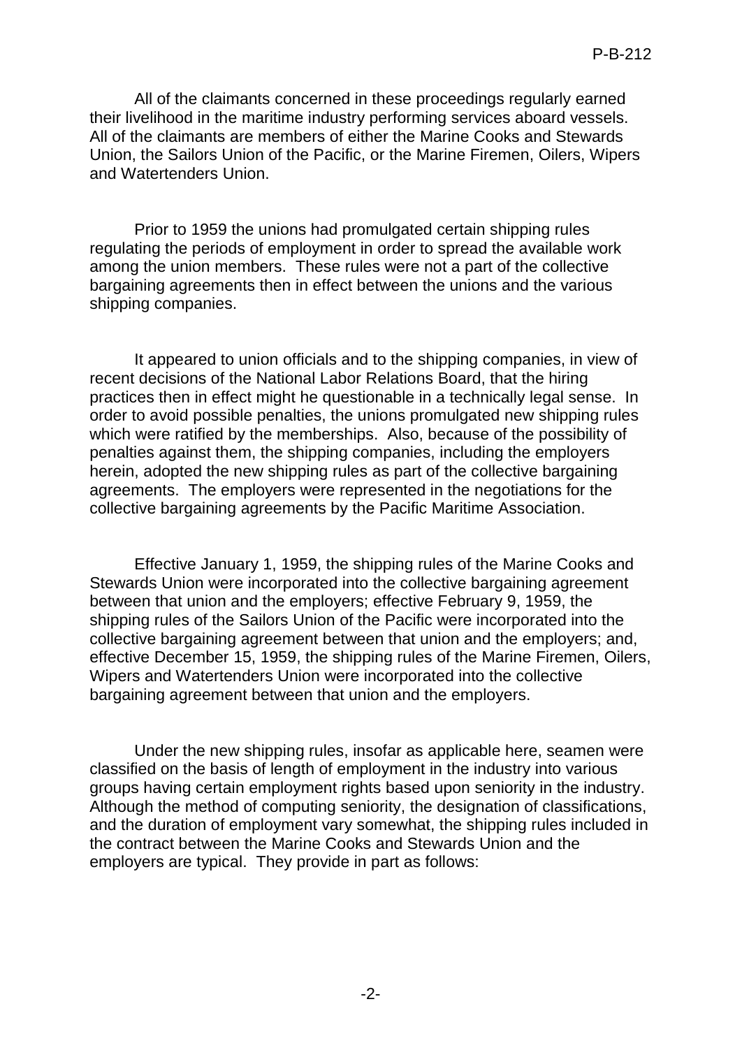All of the claimants concerned in these proceedings regularly earned their livelihood in the maritime industry performing services aboard vessels. All of the claimants are members of either the Marine Cooks and Stewards Union, the Sailors Union of the Pacific, or the Marine Firemen, Oilers, Wipers and Watertenders Union.

Prior to 1959 the unions had promulgated certain shipping rules regulating the periods of employment in order to spread the available work among the union members. These rules were not a part of the collective bargaining agreements then in effect between the unions and the various shipping companies.

It appeared to union officials and to the shipping companies, in view of recent decisions of the National Labor Relations Board, that the hiring practices then in effect might he questionable in a technically legal sense. In order to avoid possible penalties, the unions promulgated new shipping rules which were ratified by the memberships. Also, because of the possibility of penalties against them, the shipping companies, including the employers herein, adopted the new shipping rules as part of the collective bargaining agreements. The employers were represented in the negotiations for the collective bargaining agreements by the Pacific Maritime Association.

Effective January 1, 1959, the shipping rules of the Marine Cooks and Stewards Union were incorporated into the collective bargaining agreement between that union and the employers; effective February 9, 1959, the shipping rules of the Sailors Union of the Pacific were incorporated into the collective bargaining agreement between that union and the employers; and, effective December 15, 1959, the shipping rules of the Marine Firemen, Oilers, Wipers and Watertenders Union were incorporated into the collective bargaining agreement between that union and the employers.

Under the new shipping rules, insofar as applicable here, seamen were classified on the basis of length of employment in the industry into various groups having certain employment rights based upon seniority in the industry. Although the method of computing seniority, the designation of classifications, and the duration of employment vary somewhat, the shipping rules included in the contract between the Marine Cooks and Stewards Union and the employers are typical. They provide in part as follows: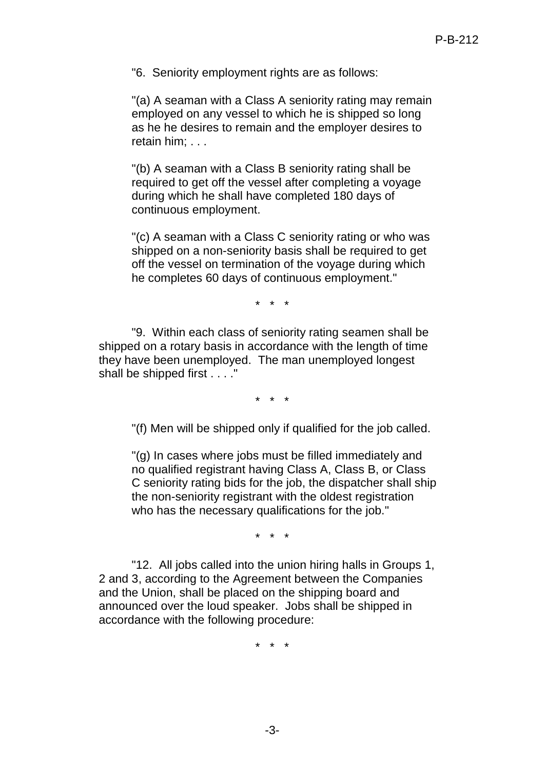"6. Seniority employment rights are as follows:

"(a) A seaman with a Class A seniority rating may remain employed on any vessel to which he is shipped so long as he he desires to remain and the employer desires to retain him; . . .

"(b) A seaman with a Class B seniority rating shall be required to get off the vessel after completing a voyage during which he shall have completed 180 days of continuous employment.

"(c) A seaman with a Class C seniority rating or who was shipped on a non-seniority basis shall be required to get off the vessel on termination of the voyage during which he completes 60 days of continuous employment."

\* \* \*

"9. Within each class of seniority rating seamen shall be shipped on a rotary basis in accordance with the length of time they have been unemployed. The man unemployed longest shall be shipped first . . . ."

\* \* \*

"(f) Men will be shipped only if qualified for the job called.

"(g) In cases where jobs must be filled immediately and no qualified registrant having Class A, Class B, or Class C seniority rating bids for the job, the dispatcher shall ship the non-seniority registrant with the oldest registration who has the necessary qualifications for the job."

\* \* \*

"12. All jobs called into the union hiring halls in Groups 1, 2 and 3, according to the Agreement between the Companies and the Union, shall be placed on the shipping board and announced over the loud speaker. Jobs shall be shipped in accordance with the following procedure:

\* \* \*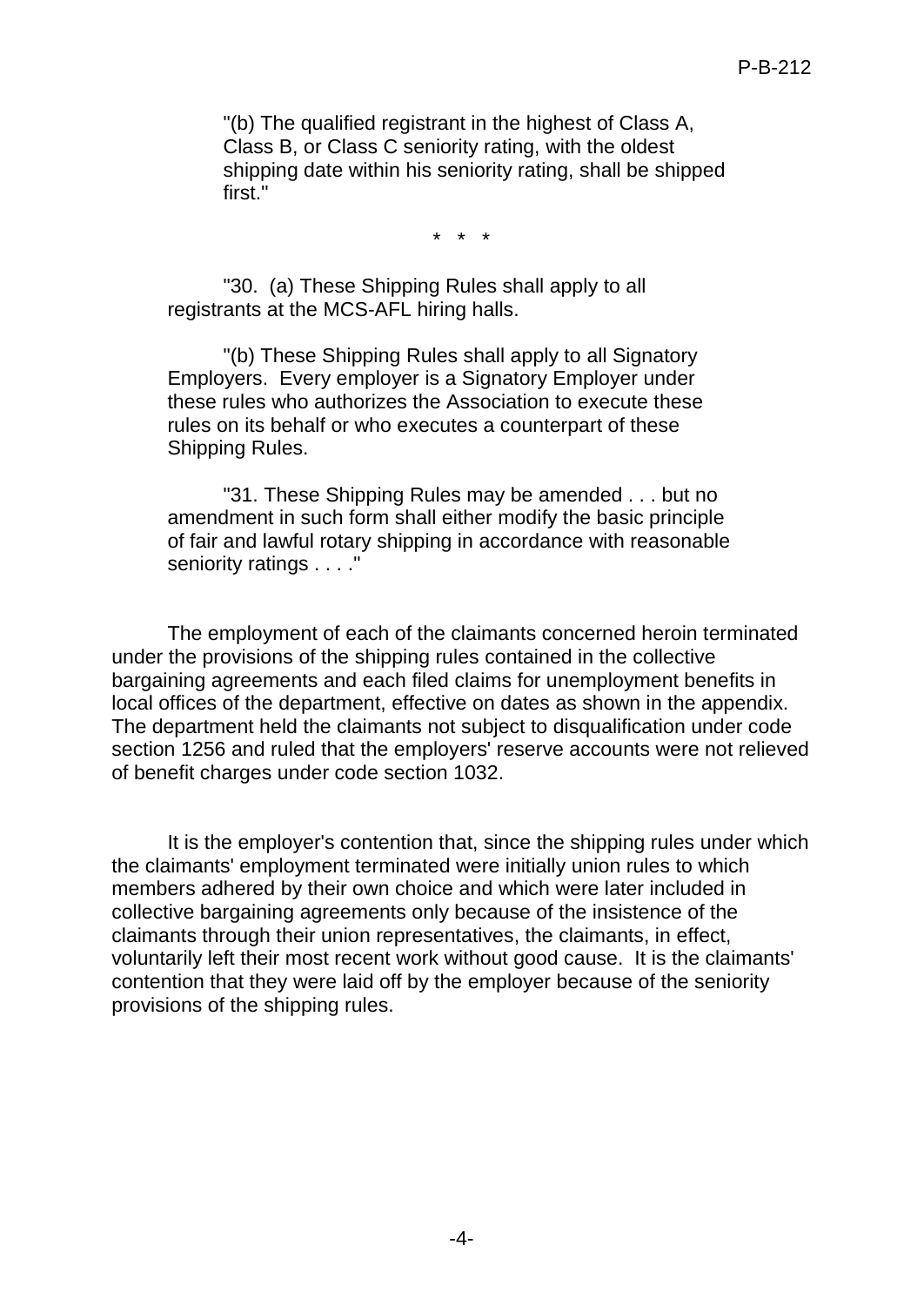"(b) The qualified registrant in the highest of Class A, Class B, or Class C seniority rating, with the oldest shipping date within his seniority rating, shall be shipped first."

\* \* \*

"30. (a) These Shipping Rules shall apply to all registrants at the MCS-AFL hiring halls.

"(b) These Shipping Rules shall apply to all Signatory Employers. Every employer is a Signatory Employer under these rules who authorizes the Association to execute these rules on its behalf or who executes a counterpart of these Shipping Rules.

"31. These Shipping Rules may be amended . . . but no amendment in such form shall either modify the basic principle of fair and lawful rotary shipping in accordance with reasonable seniority ratings . . . ."

The employment of each of the claimants concerned herein terminated under the provisions of the shipping rules contained in the collective bargaining agreements and each filed claims for unemployment benefits in local offices of the department, effective on dates as shown in the appendix. The department held the claimants not subject to disqualification under code section 1256 and ruled that the employers' reserve accounts were not relieved of benefit charges under code section 1032.

It is the employer's contention that, since the shipping rules under which the claimants' employment terminated were initially union rules to which members adhered by their own choice and which were later included in collective bargaining agreements only because of the insistence of the claimants through their union representatives, the claimants, in effect, voluntarily left their most recent work without good cause. It is the claimants' contention that they were laid off by the employer because of the seniority provisions of the shipping rules.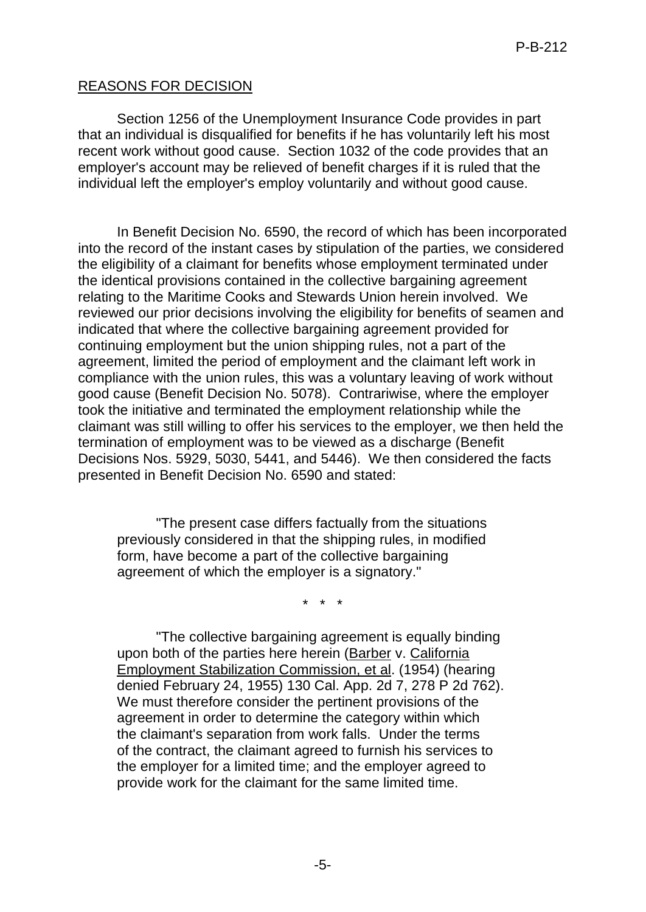## REASONS FOR DECISION

Section 1256 of the Unemployment Insurance Code provides in part that an individual is disqualified for benefits if he has voluntarily left his most recent work without good cause. Section 1032 of the code provides that an employer's account may be relieved of benefit charges if it is ruled that the individual left the employer's employ voluntarily and without good cause.

In Benefit Decision No. 6590, the record of which has been incorporated into the record of the instant cases by stipulation of the parties, we considered the eligibility of a claimant for benefits whose employment terminated under the identical provisions contained in the collective bargaining agreement relating to the Maritime Cooks and Stewards Union herein involved. We reviewed our prior decisions involving the eligibility for benefits of seamen and indicated that where the collective bargaining agreement provided for continuing employment but the union shipping rules, not a part of the agreement, limited the period of employment and the claimant left work in compliance with the union rules, this was a voluntary leaving of work without good cause (Benefit Decision No. 5078). Contrariwise, where the employer took the initiative and terminated the employment relationship while the claimant was still willing to offer his services to the employer, we then held the termination of employment was to be viewed as a discharge (Benefit Decisions Nos. 5929, 5030, 5441, and 5446). We then considered the facts presented in Benefit Decision No. 6590 and stated:

> "The present case differs factually from the situations previously considered in that the shipping rules, in modified form, have become a part of the collective bargaining agreement of which the employer is a signatory."
>
> \* \* \*
>
> "The collective bargaining agreement is equally binding upon both of the parties here herein (Barber v. California Employment Stabilization Commission, et al. (1954) (hearing denied February 24, 1955) 130 Cal. App. 2d 7, 278 P 2d 762). We must therefore consider the pertinent provisions of the agreement in order to determine the category within which the claimant's separation from work falls. Under the terms of the contract, the claimant agreed to furnish his services to the employer for a limited time; and the employer agreed to provide work for the claimant for the same limited time.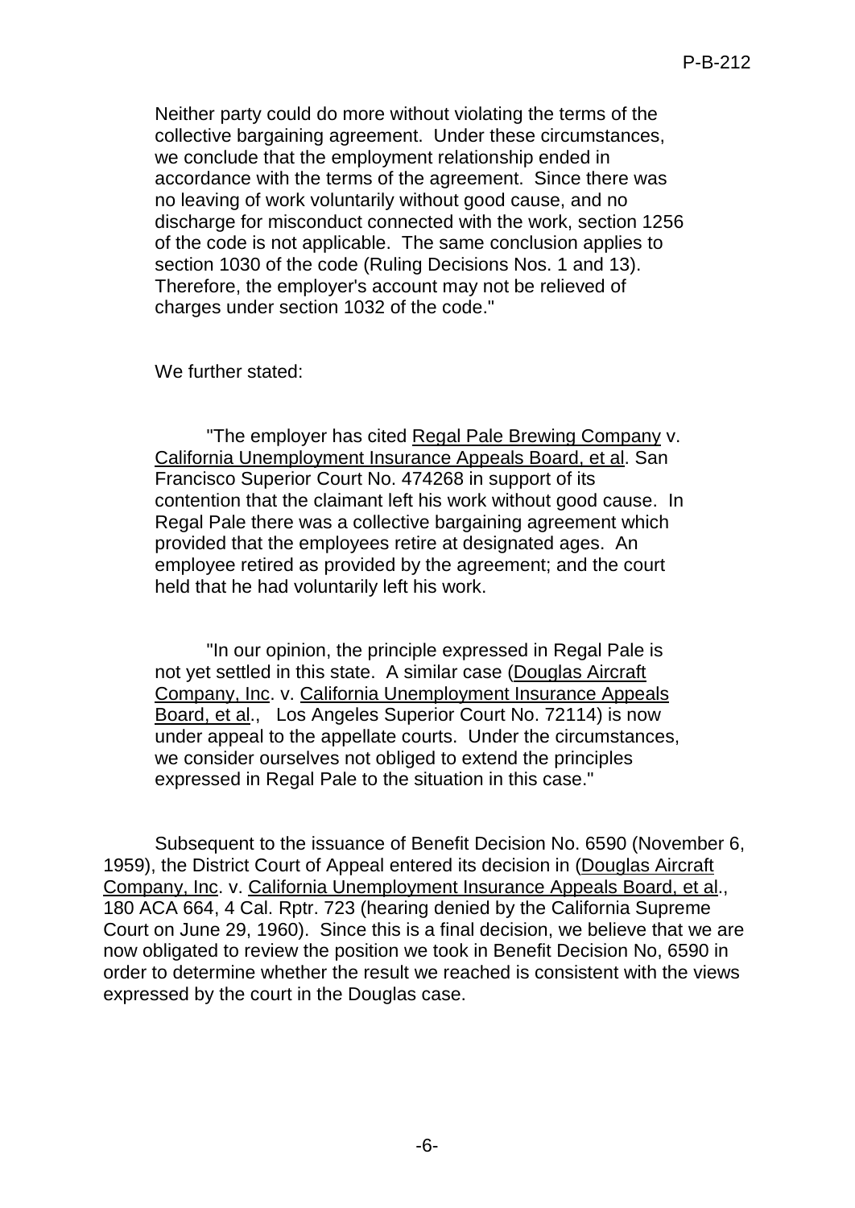> Neither party could do more without violating the terms of the collective bargaining agreement. Under these circumstances, we conclude that the employment relationship ended in accordance with the terms of the agreement. Since there was no leaving of work voluntarily without good cause, and no discharge for misconduct connected with the work, section 1256 of the code is not applicable. The same conclusion applies to section 1030 of the code (Ruling Decisions Nos. 1 and 13). Therefore, the employer's account may not be relieved of charges under section 1032 of the code."

We further stated:

> "The employer has cited Regal Pale Brewing Company v. California Unemployment Insurance Appeals Board, et al. San Francisco Superior Court No. 474268 in support of its contention that the claimant left his work without good cause. In Regal Pale there was a collective bargaining agreement which provided that the employees retire at designated ages. An employee retired as provided by the agreement; and the court held that he had voluntarily left his work.
>
> "In our opinion, the principle expressed in Regal Pale is not yet settled in this state. A similar case (Douglas Aircraft Company, Inc. v. California Unemployment Insurance Appeals Board, et al., Los Angeles Superior Court No. 72114) is now under appeal to the appellate courts. Under the circumstances, we consider ourselves not obliged to extend the principles expressed in Regal Pale to the situation in this case."

Subsequent to the issuance of Benefit Decision No. 6590 (November 6, 1959), the District Court of Appeal entered its decision in (Douglas Aircraft Company, Inc. v. California Unemployment Insurance Appeals Board, et al., 180 ACA 664, 4 Cal. Rptr. 723 (hearing denied by the California Supreme Court on June 29, 1960). Since this is a final decision, we believe that we are now obligated to review the position we took in Benefit Decision No, 6590 in order to determine whether the result we reached is consistent with the views expressed by the court in the Douglas case.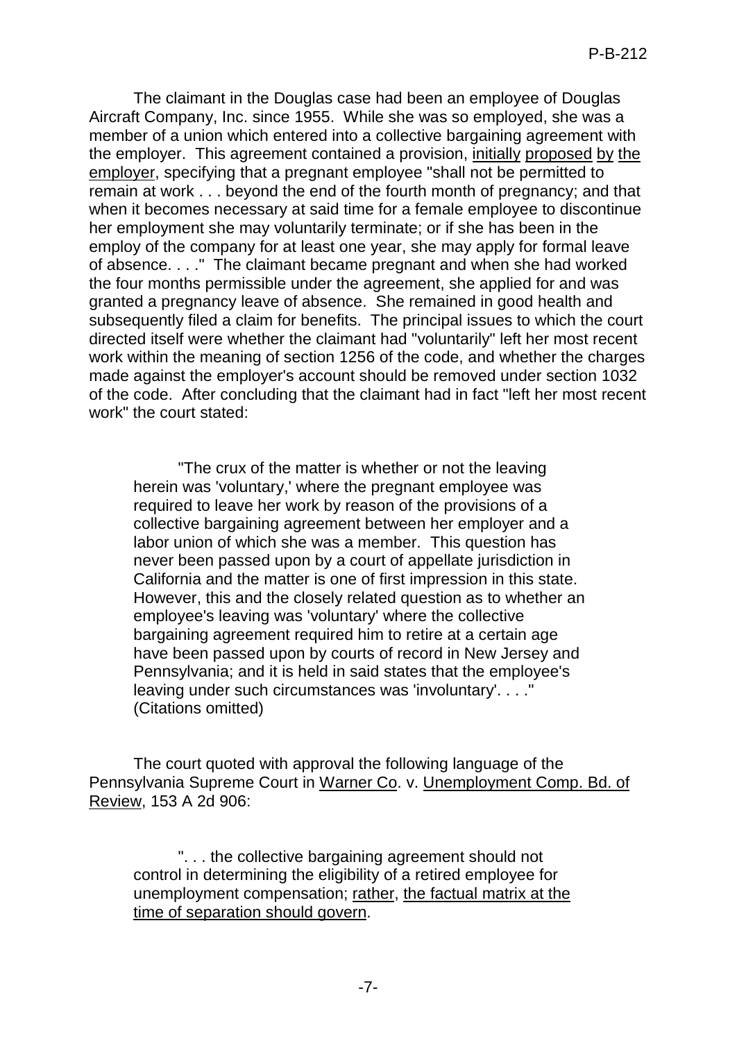The claimant in the Douglas case had been an employee of Douglas Aircraft Company, Inc. since 1955. While she was so employed, she was a member of a union which entered into a collective bargaining agreement with the employer. This agreement contained a provision, _initially proposed by the employer_, specifying that a pregnant employee "shall not be permitted to remain at work . . . beyond the end of the fourth month of pregnancy; and that when it becomes necessary at said time for a female employee to discontinue her employment she may voluntarily terminate; or if she has been in the employ of the company for at least one year, she may apply for formal leave of absence. . . ." The claimant became pregnant and when she had worked the four months permissible under the agreement, she applied for and was granted a pregnancy leave of absence. She remained in good health and subsequently filed a claim for benefits. The principal issues to which the court directed itself were whether the claimant had "voluntarily" left her most recent work within the meaning of section 1256 of the code, and whether the charges made against the employer's account should be removed under section 1032 of the code. After concluding that the claimant had in fact "left her most recent work" the court stated:

> "The crux of the matter is whether or not the leaving herein was 'voluntary,' where the pregnant employee was required to leave her work by reason of the provisions of a collective bargaining agreement between her employer and a labor union of which she was a member. This question has never been passed upon by a court of appellate jurisdiction in California and the matter is one of first impression in this state. However, this and the closely related question as to whether an employee's leaving was 'voluntary' where the collective bargaining agreement required him to retire at a certain age have been passed upon by courts of record in New Jersey and Pennsylvania; and it is held in said states that the employee's leaving under such circumstances was 'involuntary'. . . ." (Citations omitted)

The court quoted with approval the following language of the Pennsylvania Supreme Court in _Warner Co_. v. _Unemployment Comp. Bd. of Review_, 153 A 2d 906:

> ". . . the collective bargaining agreement should not control in determining the eligibility of a retired employee for unemployment compensation; _rather_, _the factual matrix at the time of separation should govern_.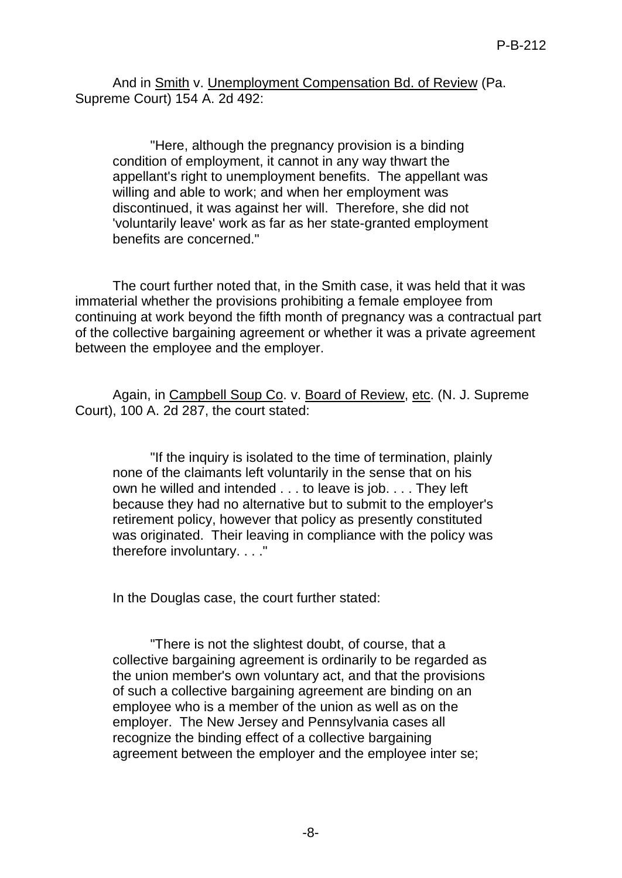And in <u>Smith</u> v. <u>Unemployment Compensation Bd. of Review</u> (Pa. Supreme Court) 154 A. 2d 492:

> "Here, although the pregnancy provision is a binding condition of employment, it cannot in any way thwart the appellant's right to unemployment benefits. The appellant was willing and able to work; and when her employment was discontinued, it was against her will. Therefore, she did not 'voluntarily leave' work as far as her state-granted employment benefits are concerned."

The court further noted that, in the Smith case, it was held that it was immaterial whether the provisions prohibiting a female employee from continuing at work beyond the fifth month of pregnancy was a contractual part of the collective bargaining agreement or whether it was a private agreement between the employee and the employer.

Again, in <u>Campbell Soup Co</u>. v. <u>Board of Review</u>, <u>etc</u>. (N. J. Supreme Court), 100 A. 2d 287, the court stated:

> "If the inquiry is isolated to the time of termination, plainly none of the claimants left voluntarily in the sense that on his own he willed and intended . . . to leave is job. . . . They left because they had no alternative but to submit to the employer's retirement policy, however that policy as presently constituted was originated. Their leaving in compliance with the policy was therefore involuntary. . . ."

In the Douglas case, the court further stated:

> "There is not the slightest doubt, of course, that a collective bargaining agreement is ordinarily to be regarded as the union member's own voluntary act, and that the provisions of such a collective bargaining agreement are binding on an employee who is a member of the union as well as on the employer. The New Jersey and Pennsylvania cases all recognize the binding effect of a collective bargaining agreement between the employer and the employee inter se;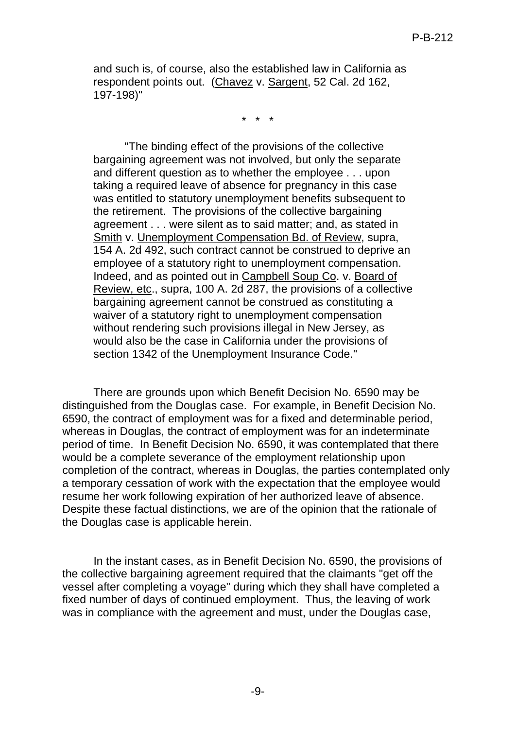and such is, of course, also the established law in California as respondent points out. (Chavez v. Sargent, 52 Cal. 2d 162, 197-198)"

\* \* \*

"The binding effect of the provisions of the collective bargaining agreement was not involved, but only the separate and different question as to whether the employee . . . upon taking a required leave of absence for pregnancy in this case was entitled to statutory unemployment benefits subsequent to the retirement. The provisions of the collective bargaining agreement . . . were silent as to said matter; and, as stated in Smith v. Unemployment Compensation Bd. of Review, supra, 154 A. 2d 492, such contract cannot be construed to deprive an employee of a statutory right to unemployment compensation. Indeed, and as pointed out in Campbell Soup Co. v. Board of Review, etc., supra, 100 A. 2d 287, the provisions of a collective bargaining agreement cannot be construed as constituting a waiver of a statutory right to unemployment compensation without rendering such provisions illegal in New Jersey, as would also be the case in California under the provisions of section 1342 of the Unemployment Insurance Code."

There are grounds upon which Benefit Decision No. 6590 may be distinguished from the Douglas case. For example, in Benefit Decision No. 6590, the contract of employment was for a fixed and determinable period, whereas in Douglas, the contract of employment was for an indeterminate period of time. In Benefit Decision No. 6590, it was contemplated that there would be a complete severance of the employment relationship upon completion of the contract, whereas in Douglas, the parties contemplated only a temporary cessation of work with the expectation that the employee would resume her work following expiration of her authorized leave of absence. Despite these factual distinctions, we are of the opinion that the rationale of the Douglas case is applicable herein.

In the instant cases, as in Benefit Decision No. 6590, the provisions of the collective bargaining agreement required that the claimants "get off the vessel after completing a voyage" during which they shall have completed a fixed number of days of continued employment. Thus, the leaving of work was in compliance with the agreement and must, under the Douglas case,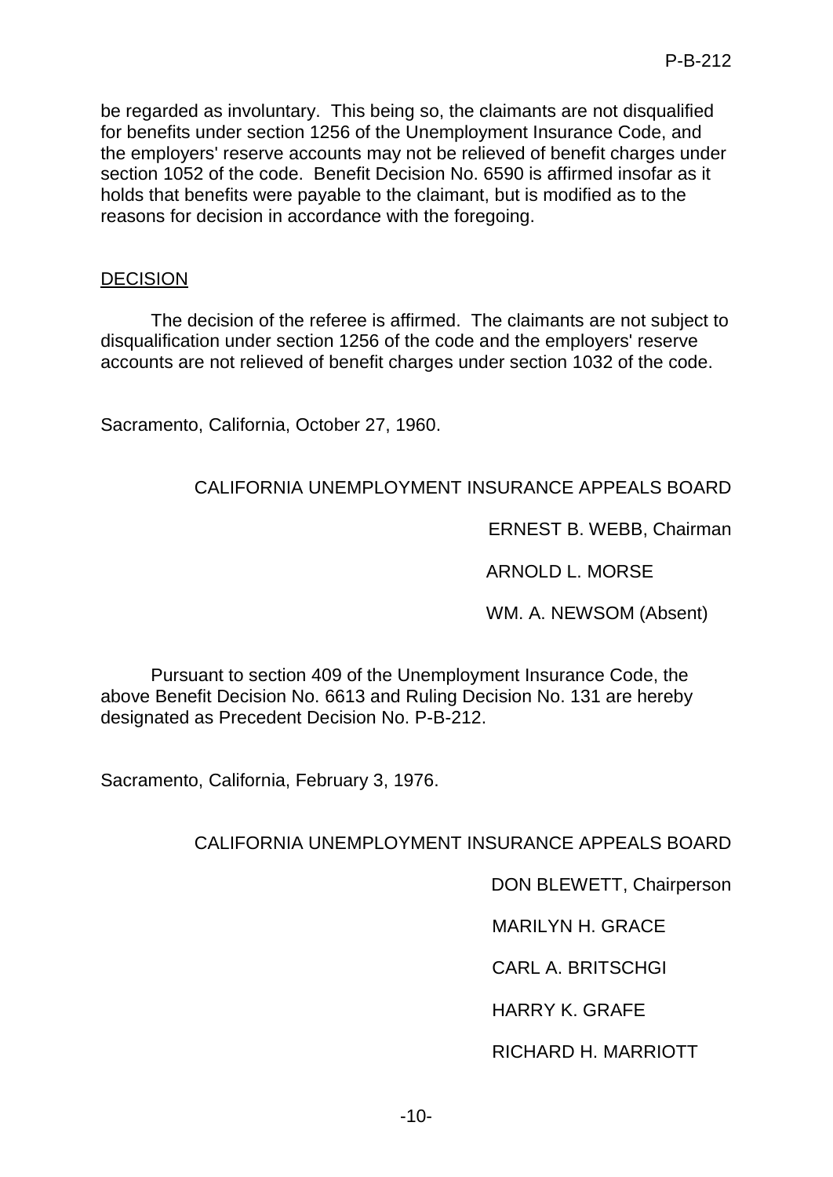be regarded as involuntary. This being so, the claimants are not disqualified for benefits under section 1256 of the Unemployment Insurance Code, and the employers' reserve accounts may not be relieved of benefit charges under section 1052 of the code. Benefit Decision No. 6590 is affirmed insofar as it holds that benefits were payable to the claimant, but is modified as to the reasons for decision in accordance with the foregoing.

## DECISION

The decision of the referee is affirmed. The claimants are not subject to disqualification under section 1256 of the code and the employers' reserve accounts are not relieved of benefit charges under section 1032 of the code.

Sacramento, California, October 27, 1960.

CALIFORNIA UNEMPLOYMENT INSURANCE APPEALS BOARD

ERNEST B. WEBB, Chairman

ARNOLD L. MORSE

WM. A. NEWSOM (Absent)

Pursuant to section 409 of the Unemployment Insurance Code, the above Benefit Decision No. 6613 and Ruling Decision No. 131 are hereby designated as Precedent Decision No. P-B-212.

Sacramento, California, February 3, 1976.

CALIFORNIA UNEMPLOYMENT INSURANCE APPEALS BOARD

DON BLEWETT, Chairperson

MARILYN H. GRACE

CARL A. BRITSCHGI

HARRY K. GRAFE

RICHARD H. MARRIOTT